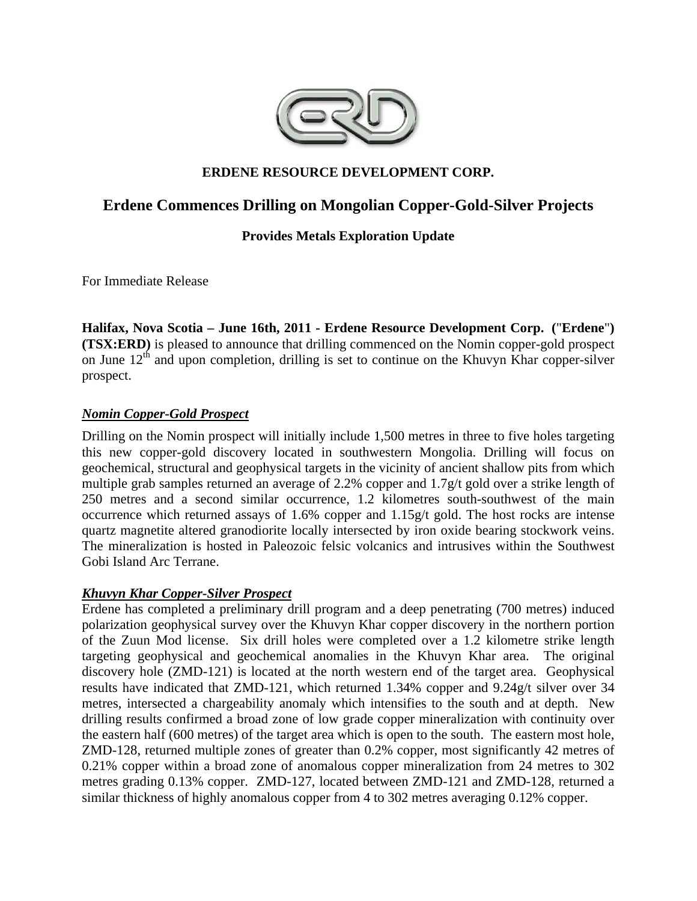**ERDENE RESOURCE DEVELOPMENT CORP.**

# Erdene Commences Drilling on Mongolian Copper-Gold-Silver Projects

### Provides Metals Exploration Update

For Immediate Release

**Halifax, Nova Scotia – June 16th, 2011 - Erdene Resource Development Corp. ("Erdene") (TSX:ERD)** is pleased to announce that drilling commenced on the Nomin copper-gold prospect on June 12th and upon completion, drilling is set to continue on the Khuvyn Khar copper-silver prospect.

***Nomin Copper-Gold Prospect***

Drilling on the Nomin prospect will initially include 1,500 metres in three to five holes targeting this new copper-gold discovery located in southwestern Mongolia. Drilling will focus on geochemical, structural and geophysical targets in the vicinity of ancient shallow pits from which multiple grab samples returned an average of 2.2% copper and 1.7g/t gold over a strike length of 250 metres and a second similar occurrence, 1.2 kilometres south-southwest of the main occurrence which returned assays of 1.6% copper and 1.15g/t gold. The host rocks are intense quartz magnetite altered granodiorite locally intersected by iron oxide bearing stockwork veins. The mineralization is hosted in Paleozoic felsic volcanics and intrusives within the Southwest Gobi Island Arc Terrane.

***Khuvyn Khar Copper-Silver Prospect***

Erdene has completed a preliminary drill program and a deep penetrating (700 metres) induced polarization geophysical survey over the Khuvyn Khar copper discovery in the northern portion of the Zuun Mod license. Six drill holes were completed over a 1.2 kilometre strike length targeting geophysical and geochemical anomalies in the Khuvyn Khar area. The original discovery hole (ZMD-121) is located at the north western end of the target area. Geophysical results have indicated that ZMD-121, which returned 1.34% copper and 9.24g/t silver over 34 metres, intersected a chargeability anomaly which intensifies to the south and at depth. New drilling results confirmed a broad zone of low grade copper mineralization with continuity over the eastern half (600 metres) of the target area which is open to the south. The eastern most hole, ZMD-128, returned multiple zones of greater than 0.2% copper, most significantly 42 metres of 0.21% copper within a broad zone of anomalous copper mineralization from 24 metres to 302 metres grading 0.13% copper. ZMD-127, located between ZMD-121 and ZMD-128, returned a similar thickness of highly anomalous copper from 4 to 302 metres averaging 0.12% copper.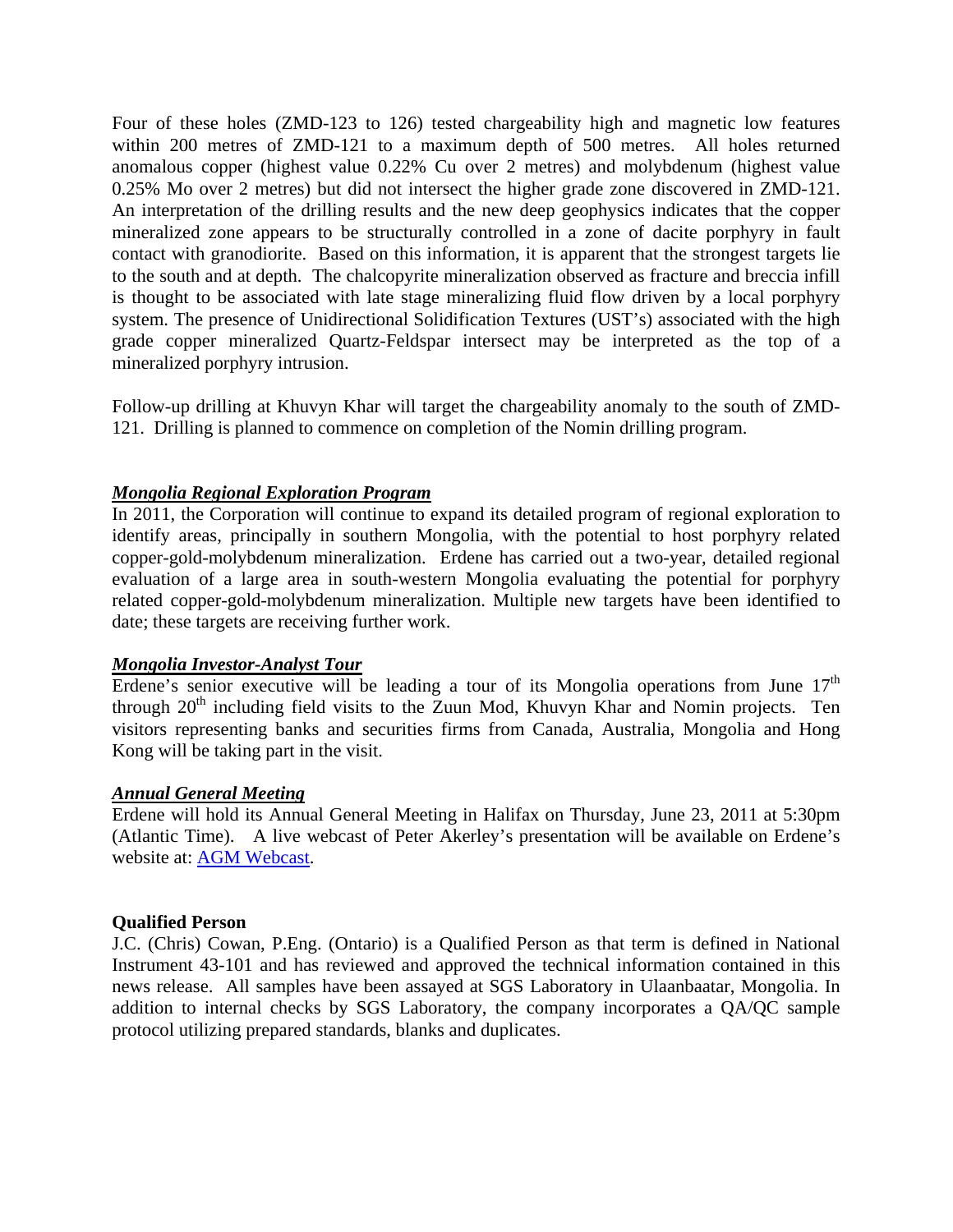Four of these holes (ZMD-123 to 126) tested chargeability high and magnetic low features within 200 metres of ZMD-121 to a maximum depth of 500 metres. All holes returned anomalous copper (highest value 0.22% Cu over 2 metres) and molybdenum (highest value 0.25% Mo over 2 metres) but did not intersect the higher grade zone discovered in ZMD-121. An interpretation of the drilling results and the new deep geophysics indicates that the copper mineralized zone appears to be structurally controlled in a zone of dacite porphyry in fault contact with granodiorite. Based on this information, it is apparent that the strongest targets lie to the south and at depth. The chalcopyrite mineralization observed as fracture and breccia infill is thought to be associated with late stage mineralizing fluid flow driven by a local porphyry system. The presence of Unidirectional Solidification Textures (UST's) associated with the high grade copper mineralized Quartz-Feldspar intersect may be interpreted as the top of a mineralized porphyry intrusion.

Follow-up drilling at Khuvyn Khar will target the chargeability anomaly to the south of ZMD-121. Drilling is planned to commence on completion of the Nomin drilling program.

***Mongolia Regional Exploration Program***

In 2011, the Corporation will continue to expand its detailed program of regional exploration to identify areas, principally in southern Mongolia, with the potential to host porphyry related copper-gold-molybdenum mineralization. Erdene has carried out a two-year, detailed regional evaluation of a large area in south-western Mongolia evaluating the potential for porphyry related copper-gold-molybdenum mineralization. Multiple new targets have been identified to date; these targets are receiving further work.

***Mongolia Investor-Analyst Tour***

Erdene's senior executive will be leading a tour of its Mongolia operations from June 17th through 20th including field visits to the Zuun Mod, Khuvyn Khar and Nomin projects. Ten visitors representing banks and securities firms from Canada, Australia, Mongolia and Hong Kong will be taking part in the visit.

***Annual General Meeting***

Erdene will hold its Annual General Meeting in Halifax on Thursday, June 23, 2011 at 5:30pm (Atlantic Time). A live webcast of Peter Akerley's presentation will be available on Erdene's website at: AGM Webcast.

**Qualified Person**

J.C. (Chris) Cowan, P.Eng. (Ontario) is a Qualified Person as that term is defined in National Instrument 43-101 and has reviewed and approved the technical information contained in this news release. All samples have been assayed at SGS Laboratory in Ulaanbaatar, Mongolia. In addition to internal checks by SGS Laboratory, the company incorporates a QA/QC sample protocol utilizing prepared standards, blanks and duplicates.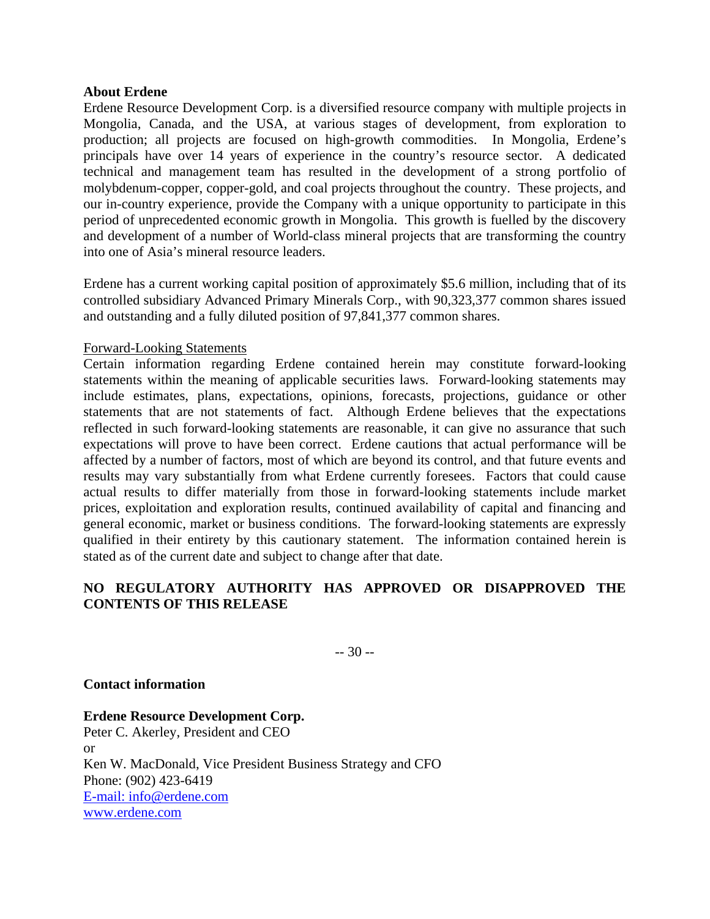**About Erdene**

Erdene Resource Development Corp. is a diversified resource company with multiple projects in Mongolia, Canada, and the USA, at various stages of development, from exploration to production; all projects are focused on high-growth commodities. In Mongolia, Erdene's principals have over 14 years of experience in the country's resource sector. A dedicated technical and management team has resulted in the development of a strong portfolio of molybdenum-copper, copper-gold, and coal projects throughout the country. These projects, and our in-country experience, provide the Company with a unique opportunity to participate in this period of unprecedented economic growth in Mongolia. This growth is fuelled by the discovery and development of a number of World-class mineral projects that are transforming the country into one of Asia's mineral resource leaders.

Erdene has a current working capital position of approximately $5.6 million, including that of its controlled subsidiary Advanced Primary Minerals Corp., with 90,323,377 common shares issued and outstanding and a fully diluted position of 97,841,377 common shares.

Forward-Looking Statements

Certain information regarding Erdene contained herein may constitute forward-looking statements within the meaning of applicable securities laws. Forward-looking statements may include estimates, plans, expectations, opinions, forecasts, projections, guidance or other statements that are not statements of fact. Although Erdene believes that the expectations reflected in such forward-looking statements are reasonable, it can give no assurance that such expectations will prove to have been correct. Erdene cautions that actual performance will be affected by a number of factors, most of which are beyond its control, and that future events and results may vary substantially from what Erdene currently foresees. Factors that could cause actual results to differ materially from those in forward-looking statements include market prices, exploitation and exploration results, continued availability of capital and financing and general economic, market or business conditions. The forward-looking statements are expressly qualified in their entirety by this cautionary statement. The information contained herein is stated as of the current date and subject to change after that date.

**NO REGULATORY AUTHORITY HAS APPROVED OR DISAPPROVED THE CONTENTS OF THIS RELEASE**

-- 30 --

**Contact information**

**Erdene Resource Development Corp.**
Peter C. Akerley, President and CEO
or
Ken W. MacDonald, Vice President Business Strategy and CFO
Phone: (902) 423-6419
E-mail: info@erdene.com
www.erdene.com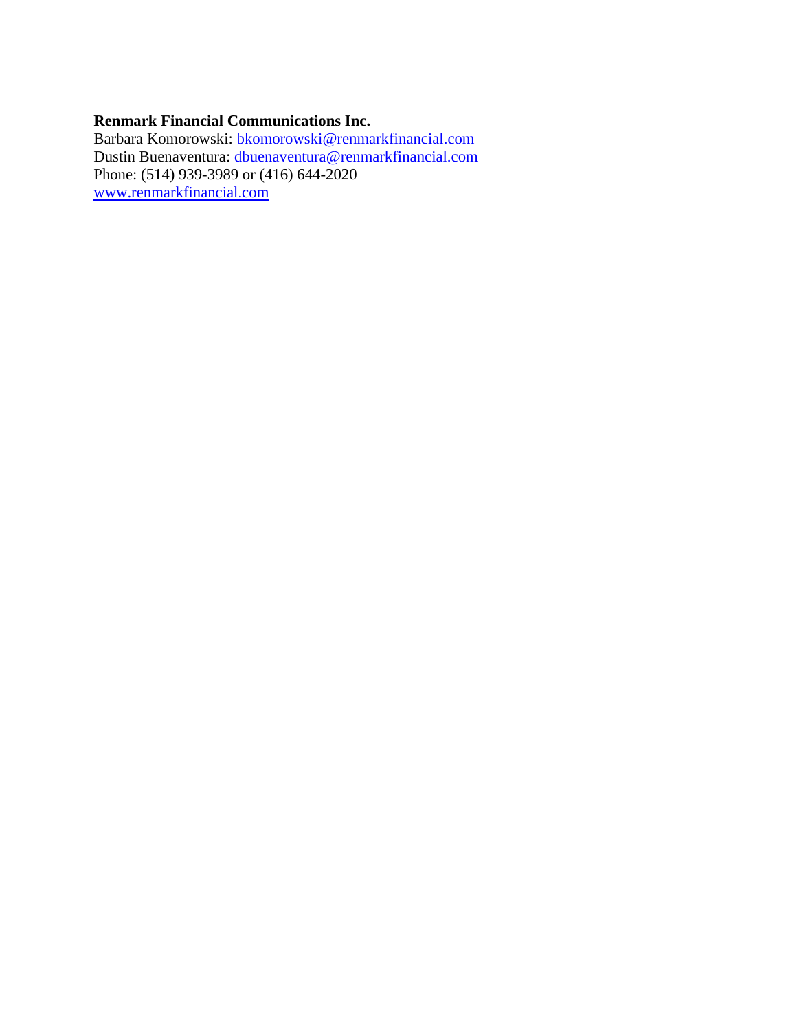**Renmark Financial Communications Inc.**
Barbara Komorowski: [bkomorowski@renmarkfinancial.com](mailto:bkomorowski@renmarkfinancial.com)
Dustin Buenaventura: [dbuenaventura@renmarkfinancial.com](mailto:dbuenaventura@renmarkfinancial.com)
Phone: (514) 939-3989 or (416) 644-2020
[www.renmarkfinancial.com](http://www.renmarkfinancial.com)